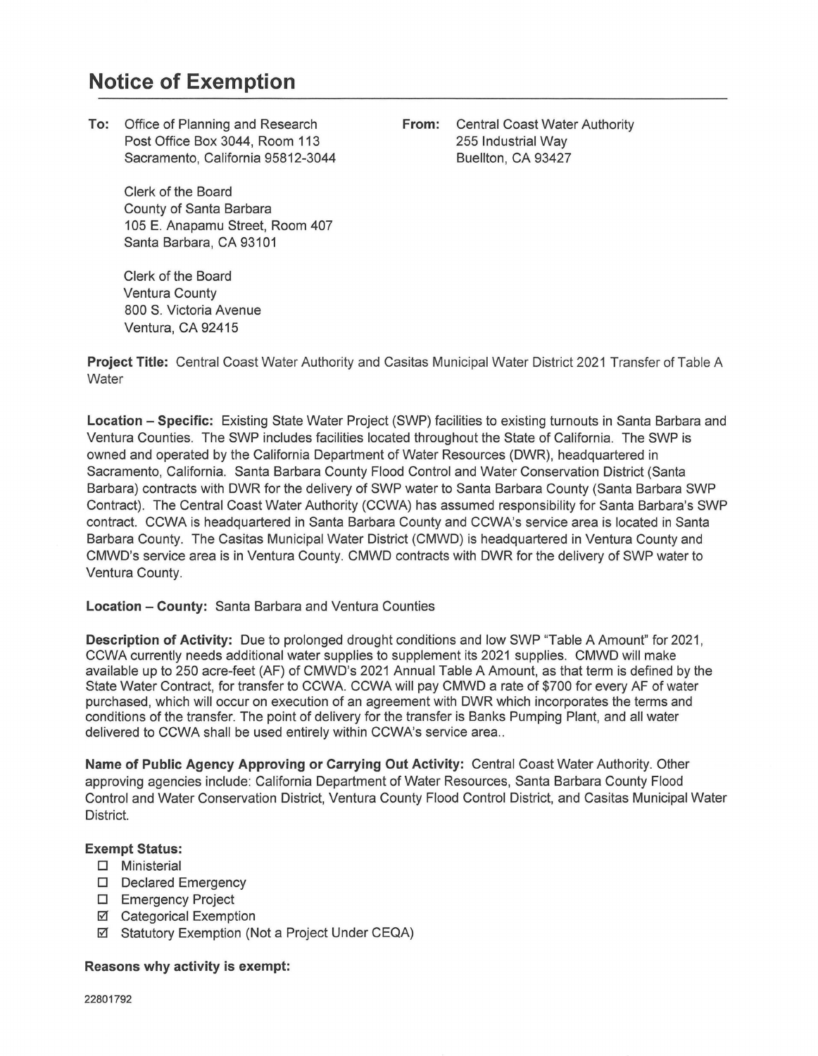# Notice of Exemption

**To:** Office of Planning and Research
Post Office Box 3044, Room 113
Sacramento, California 95812-3044

Clerk of the Board
County of Santa Barbara
105 E. Anapamu Street, Room 407
Santa Barbara, CA 93101

Clerk of the Board
Ventura County
800 S. Victoria Avenue
Ventura, CA 92415

**From:** Central Coast Water Authority
255 Industrial Way
Buellton, CA 93427

**Project Title:** Central Coast Water Authority and Casitas Municipal Water District 2021 Transfer of Table A Water

**Location – Specific:** Existing State Water Project (SWP) facilities to existing turnouts in Santa Barbara and Ventura Counties. The SWP includes facilities located throughout the State of California. The SWP is owned and operated by the California Department of Water Resources (DWR), headquartered in Sacramento, California. Santa Barbara County Flood Control and Water Conservation District (Santa Barbara) contracts with DWR for the delivery of SWP water to Santa Barbara County (Santa Barbara SWP Contract). The Central Coast Water Authority (CCWA) has assumed responsibility for Santa Barbara's SWP contract. CCWA is headquartered in Santa Barbara County and CCWA's service area is located in Santa Barbara County. The Casitas Municipal Water District (CMWD) is headquartered in Ventura County and CMWD's service area is in Ventura County. CMWD contracts with DWR for the delivery of SWP water to Ventura County.

**Location – County:** Santa Barbara and Ventura Counties

**Description of Activity:** Due to prolonged drought conditions and low SWP "Table A Amount" for 2021, CCWA currently needs additional water supplies to supplement its 2021 supplies. CMWD will make available up to 250 acre-feet (AF) of CMWD's 2021 Annual Table A Amount, as that term is defined by the State Water Contract, for transfer to CCWA. CCWA will pay CMWD a rate of $700 for every AF of water purchased, which will occur on execution of an agreement with DWR which incorporates the terms and conditions of the transfer. The point of delivery for the transfer is Banks Pumping Plant, and all water delivered to CCWA shall be used entirely within CCWA's service area..

**Name of Public Agency Approving or Carrying Out Activity:** Central Coast Water Authority. Other approving agencies include: California Department of Water Resources, Santa Barbara County Flood Control and Water Conservation District, Ventura County Flood Control District, and Casitas Municipal Water District.

**Exempt Status:**

- ☐ Ministerial
- ☐ Declared Emergency
- ☐ Emergency Project
- ☑ Categorical Exemption
- ☑ Statutory Exemption (Not a Project Under CEQA)

**Reasons why activity is exempt:**

22801792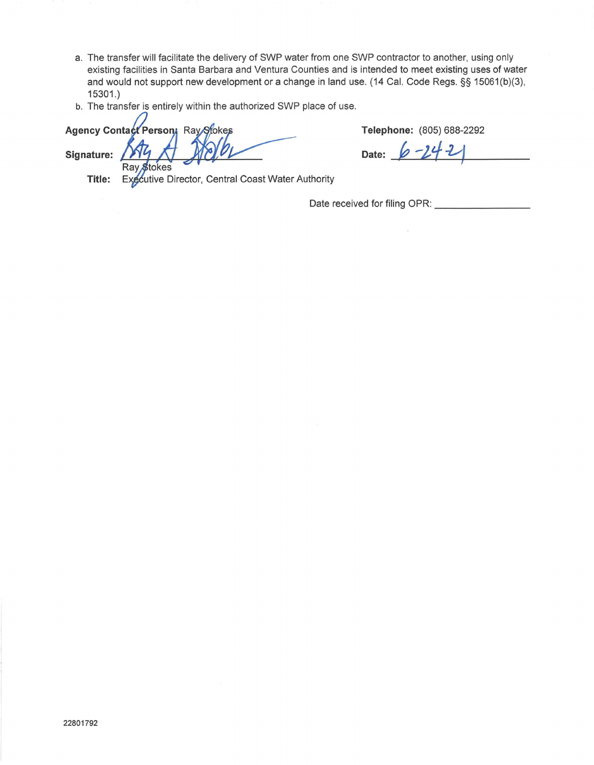a. The transfer will facilitate the delivery of SWP water from one SWP contractor to another, using only existing facilities in Santa Barbara and Ventura Counties and is intended to meet existing uses of water and would not support new development or a change in land use. (14 Cal. Code Regs. §§ 15061(b)(3), 15301.)

b. The transfer is entirely within the authorized SWP place of use.

**Agency Contact Person:** Ray Stokes

**Telephone:** (805) 688-2292

**Signature:** Ray A Stokes

Ray Stokes

**Date:** 6-24-21

**Title:** Executive Director, Central Coast Water Authority

Date received for filing OPR: ________________

22801792